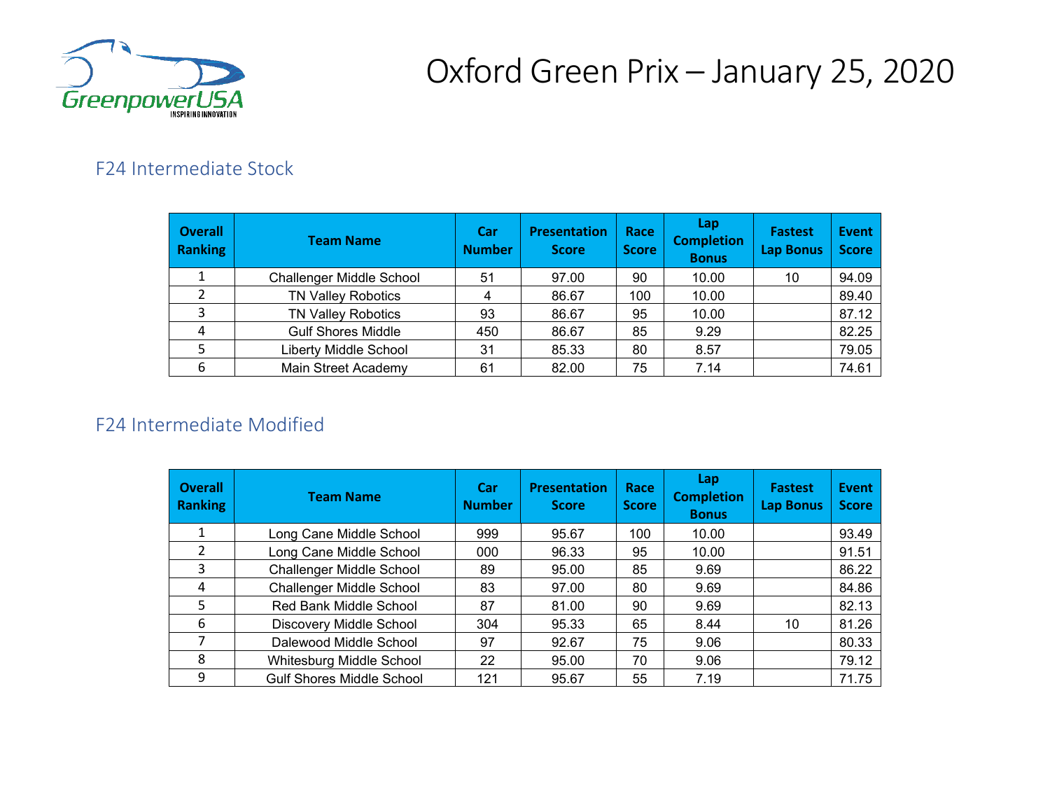# Oxford Green Prix – January 25, 2020

## F24 Intermediate Stock

| Overall Ranking | Team Name | Car Number | Presentation Score | Race Score | Lap Completion Bonus | Fastest Lap Bonus | Event Score |
|---|---|---|---|---|---|---|---|
| 1 | Challenger Middle School | 51 | 97.00 | 90 | 10.00 | 10 | 94.09 |
| 2 | TN Valley Robotics | 4 | 86.67 | 100 | 10.00 | | 89.40 |
| 3 | TN Valley Robotics | 93 | 86.67 | 95 | 10.00 | | 87.12 |
| 4 | Gulf Shores Middle | 450 | 86.67 | 85 | 9.29 | | 82.25 |
| 5 | Liberty Middle School | 31 | 85.33 | 80 | 8.57 | | 79.05 |
| 6 | Main Street Academy | 61 | 82.00 | 75 | 7.14 | | 74.61 |

## F24 Intermediate Modified

| Overall Ranking | Team Name | Car Number | Presentation Score | Race Score | Lap Completion Bonus | Fastest Lap Bonus | Event Score |
|---|---|---|---|---|---|---|---|
| 1 | Long Cane Middle School | 999 | 95.67 | 100 | 10.00 | | 93.49 |
| 2 | Long Cane Middle School | 000 | 96.33 | 95 | 10.00 | | 91.51 |
| 3 | Challenger Middle School | 89 | 95.00 | 85 | 9.69 | | 86.22 |
| 4 | Challenger Middle School | 83 | 97.00 | 80 | 9.69 | | 84.86 |
| 5 | Red Bank Middle School | 87 | 81.00 | 90 | 9.69 | | 82.13 |
| 6 | Discovery Middle School | 304 | 95.33 | 65 | 8.44 | 10 | 81.26 |
| 7 | Dalewood Middle School | 97 | 92.67 | 75 | 9.06 | | 80.33 |
| 8 | Whitesburg Middle School | 22 | 95.00 | 70 | 9.06 | | 79.12 |
| 9 | Gulf Shores Middle School | 121 | 95.67 | 55 | 7.19 | | 71.75 |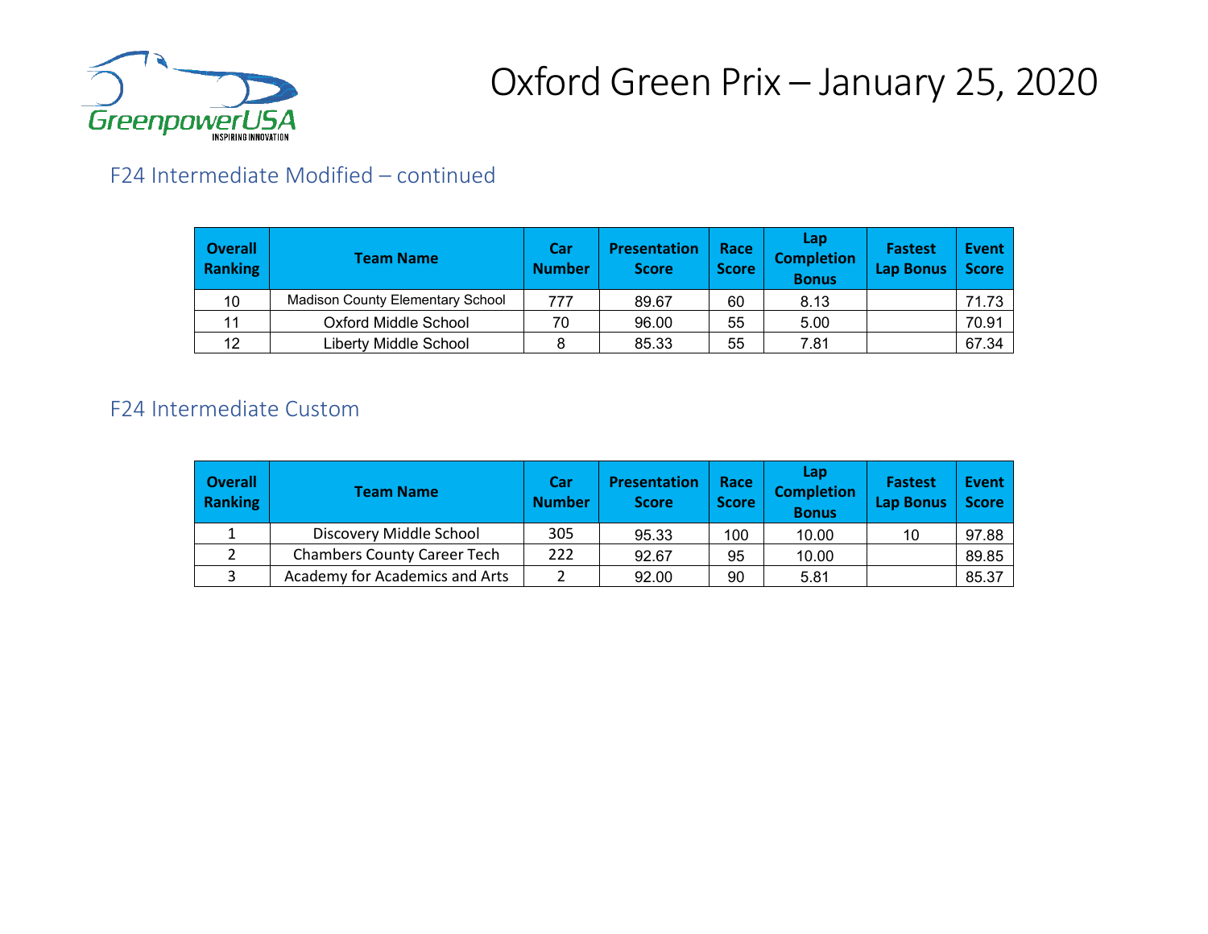# Oxford Green Prix – January 25, 2020

## F24 Intermediate Modified – continued

| Overall Ranking | Team Name | Car Number | Presentation Score | Race Score | Lap Completion Bonus | Fastest Lap Bonus | Event Score |
|---|---|---|---|---|---|---|---|
| 10 | Madison County Elementary School | 777 | 89.67 | 60 | 8.13 | | 71.73 |
| 11 | Oxford Middle School | 70 | 96.00 | 55 | 5.00 | | 70.91 |
| 12 | Liberty Middle School | 8 | 85.33 | 55 | 7.81 | | 67.34 |

## F24 Intermediate Custom

| Overall Ranking | Team Name | Car Number | Presentation Score | Race Score | Lap Completion Bonus | Fastest Lap Bonus | Event Score |
|---|---|---|---|---|---|---|---|
| 1 | Discovery Middle School | 305 | 95.33 | 100 | 10.00 | 10 | 97.88 |
| 2 | Chambers County Career Tech | 222 | 92.67 | 95 | 10.00 | | 89.85 |
| 3 | Academy for Academics and Arts | 2 | 92.00 | 90 | 5.81 | | 85.37 |